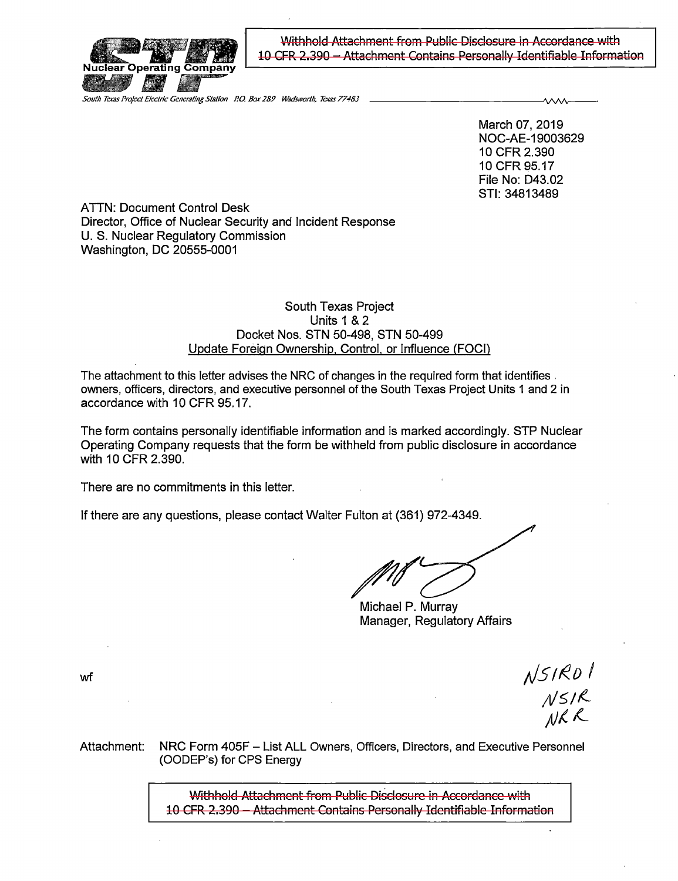STP Nuclear Operating Company

~~Withhold Attachment from Public Disclosure in Accordance with 10 CFR 2.390 – Attachment Contains Personally Identifiable Information~~

*South Texas Project Electric Generating Station P.O. Box 289 Wadsworth, Texas 77483*

March 07, 2019
NOC-AE-19003629
10 CFR 2.390
10 CFR 95.17
File No: D43.02
STI: 34813489

ATTN: Document Control Desk
Director, Office of Nuclear Security and Incident Response
U. S. Nuclear Regulatory Commission
Washington, DC 20555-0001

South Texas Project
Units 1 & 2
Docket Nos. STN 50-498, STN 50-499
Update Foreign Ownership, Control, or Influence (FOCI)

The attachment to this letter advises the NRC of changes in the required form that identifies owners, officers, directors, and executive personnel of the South Texas Project Units 1 and 2 in accordance with 10 CFR 95.17.

The form contains personally identifiable information and is marked accordingly. STP Nuclear Operating Company requests that the form be withheld from public disclosure in accordance with 10 CFR 2.390.

There are no commitments in this letter.

If there are any questions, please contact Walter Fulton at (361) 972-4349.

Michael P. Murray
Manager, Regulatory Affairs

wf

NSIR01
NSIR
NRR

Attachment: NRC Form 405F – List ALL Owners, Officers, Directors, and Executive Personnel (OODEP's) for CPS Energy

~~Withhold Attachment from Public Disclosure in Accordance with 10 CFR 2.390 – Attachment Contains Personally Identifiable Information~~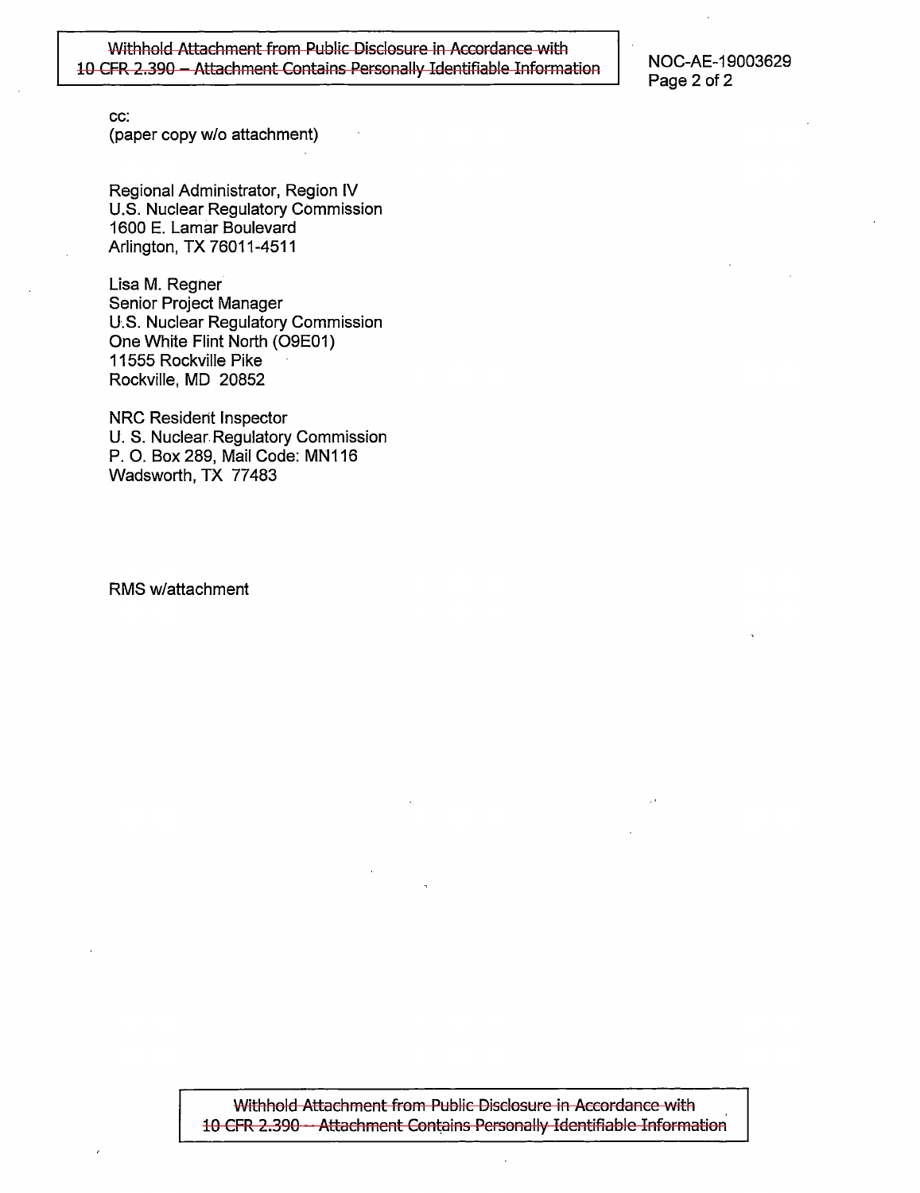cc:
(paper copy w/o attachment)

Regional Administrator, Region IV
U.S. Nuclear Regulatory Commission
1600 E. Lamar Boulevard
Arlington, TX 76011-4511

Lisa M. Regner
Senior Project Manager
U.S. Nuclear Regulatory Commission
One White Flint North (O9E01)
11555 Rockville Pike
Rockville, MD 20852

NRC Resident Inspector
U. S. Nuclear Regulatory Commission
P. O. Box 289, Mail Code: MN116
Wadsworth, TX 77483

RMS w/attachment